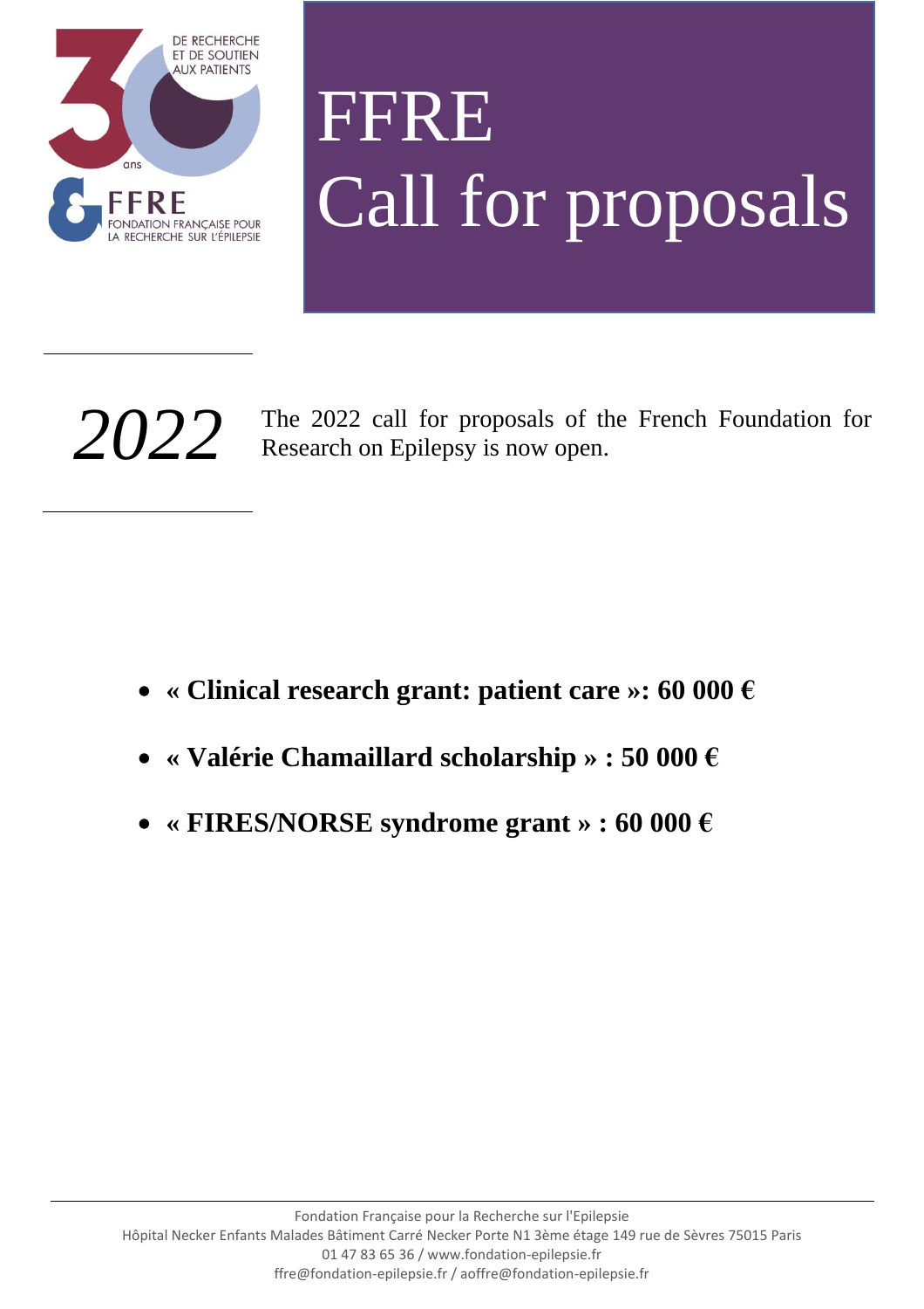DE RECHERCHE
ET DE SOUTIEN
AUX PATIENTS

30 ans

FFRE
FONDATION FRANÇAISE POUR
LA RECHERCHE SUR L'ÉPILEPSIE

# FFRE
# Call for proposals

*2022*

The 2022 call for proposals of the French Foundation for Research on Epilepsy is now open.

- **« Clinical research grant: patient care »: 60 000 €**
- **« Valérie Chamaillard scholarship » : 50 000 €**
- **« FIRES/NORSE syndrome grant » : 60 000 €**

Fondation Française pour la Recherche sur l'Epilepsie
Hôpital Necker Enfants Malades Bâtiment Carré Necker Porte N1 3ème étage 149 rue de Sèvres 75015 Paris
01 47 83 65 36 / www.fondation-epilepsie.fr
ffre@fondation-epilepsie.fr / aoffre@fondation-epilepsie.fr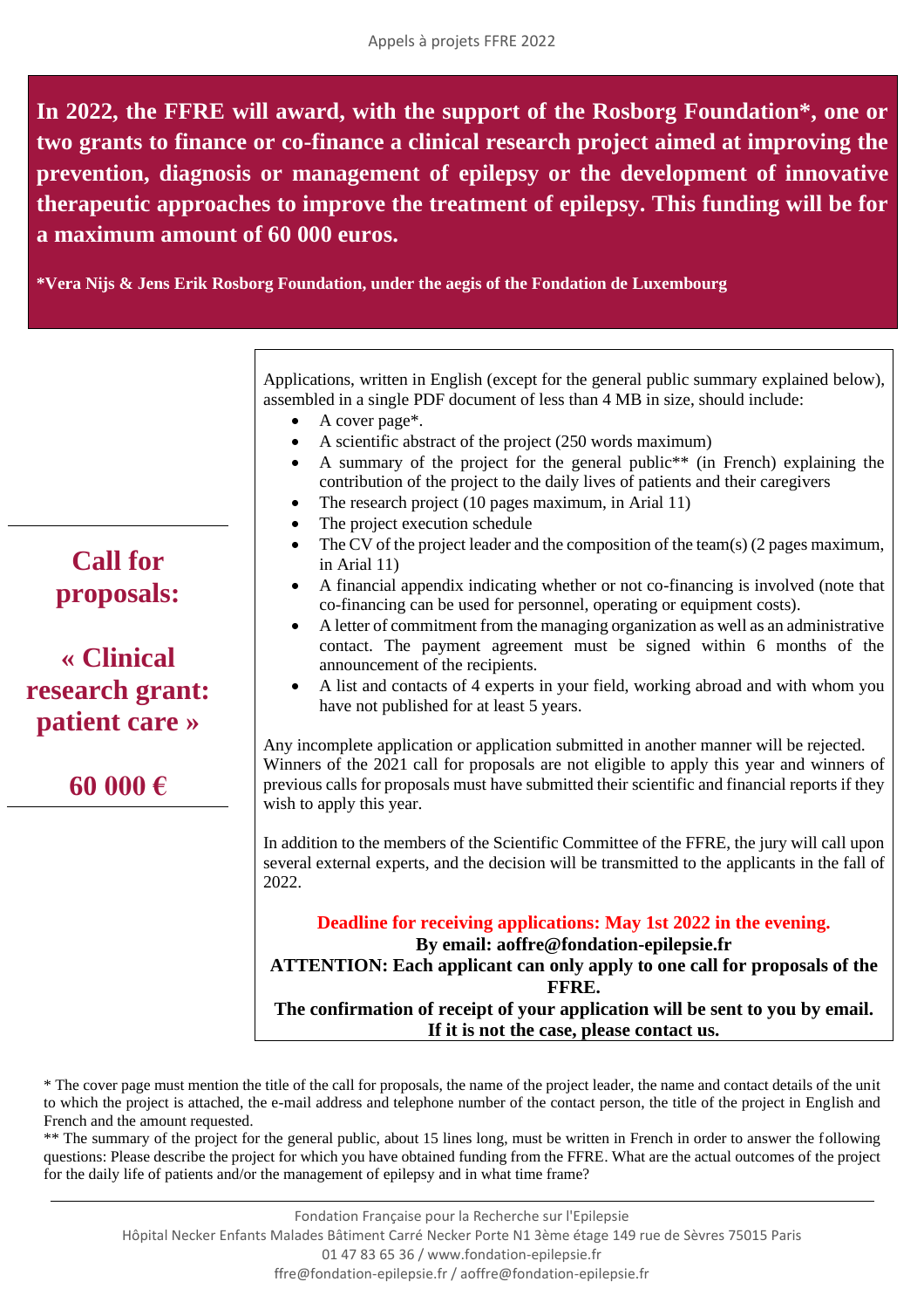**In 2022, the FFRE will award, with the support of the Rosborg Foundation*, one or two grants to finance or co-finance a clinical research project aimed at improving the prevention, diagnosis or management of epilepsy or the development of innovative therapeutic approaches to improve the treatment of epilepsy. This funding will be for a maximum amount of 60 000 euros.**

***Vera Nijs & Jens Erik Rosborg Foundation, under the aegis of the Fondation de Luxembourg**

## Call for proposals:

## « Clinical research grant: patient care »

## 60 000 €

Applications, written in English (except for the general public summary explained below), assembled in a single PDF document of less than 4 MB in size, should include:

- A cover page*.
- A scientific abstract of the project (250 words maximum)
- A summary of the project for the general public** (in French) explaining the contribution of the project to the daily lives of patients and their caregivers
- The research project (10 pages maximum, in Arial 11)
- The project execution schedule
- The CV of the project leader and the composition of the team(s) (2 pages maximum, in Arial 11)
- A financial appendix indicating whether or not co-financing is involved (note that co-financing can be used for personnel, operating or equipment costs).
- A letter of commitment from the managing organization as well as an administrative contact. The payment agreement must be signed within 6 months of the announcement of the recipients.
- A list and contacts of 4 experts in your field, working abroad and with whom you have not published for at least 5 years.

Any incomplete application or application submitted in another manner will be rejected. Winners of the 2021 call for proposals are not eligible to apply this year and winners of previous calls for proposals must have submitted their scientific and financial reports if they wish to apply this year.

In addition to the members of the Scientific Committee of the FFRE, the jury will call upon several external experts, and the decision will be transmitted to the applicants in the fall of 2022.

**Deadline for receiving applications: May 1st 2022 in the evening.**
**By email: aoffre@fondation-epilepsie.fr**
**ATTENTION: Each applicant can only apply to one call for proposals of the FFRE.**
**The confirmation of receipt of your application will be sent to you by email. If it is not the case, please contact us.**

* The cover page must mention the title of the call for proposals, the name of the project leader, the name and contact details of the unit to which the project is attached, the e-mail address and telephone number of the contact person, the title of the project in English and French and the amount requested.

** The summary of the project for the general public, about 15 lines long, must be written in French in order to answer the following questions: Please describe the project for which you have obtained funding from the FFRE. What are the actual outcomes of the project for the daily life of patients and/or the management of epilepsy and in what time frame?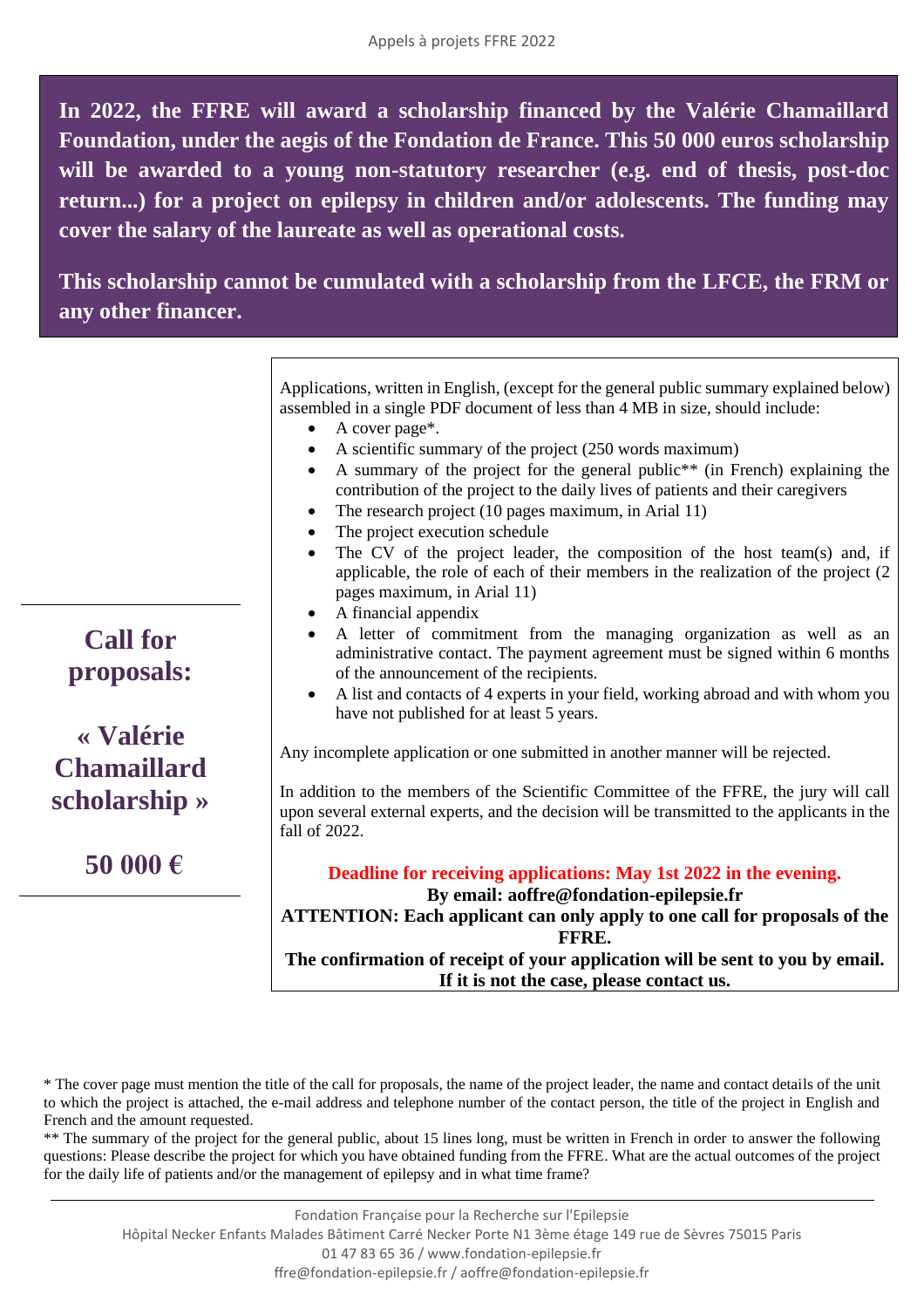**In 2022, the FFRE will award a scholarship financed by the Valérie Chamaillard Foundation, under the aegis of the Fondation de France. This 50 000 euros scholarship will be awarded to a young non-statutory researcher (e.g. end of thesis, post-doc return...) for a project on epilepsy in children and/or adolescents. The funding may cover the salary of the laureate as well as operational costs.**

**This scholarship cannot be cumulated with a scholarship from the LFCE, the FRM or any other financer.**

# Call for proposals:

# « Valérie Chamaillard scholarship »

# 50 000 €

Applications, written in English, (except for the general public summary explained below) assembled in a single PDF document of less than 4 MB in size, should include:

- A cover page*.
- A scientific summary of the project (250 words maximum)
- A summary of the project for the general public** (in French) explaining the contribution of the project to the daily lives of patients and their caregivers
- The research project (10 pages maximum, in Arial 11)
- The project execution schedule
- The CV of the project leader, the composition of the host team(s) and, if applicable, the role of each of their members in the realization of the project (2 pages maximum, in Arial 11)
- A financial appendix
- A letter of commitment from the managing organization as well as an administrative contact. The payment agreement must be signed within 6 months of the announcement of the recipients.
- A list and contacts of 4 experts in your field, working abroad and with whom you have not published for at least 5 years.

Any incomplete application or one submitted in another manner will be rejected.

In addition to the members of the Scientific Committee of the FFRE, the jury will call upon several external experts, and the decision will be transmitted to the applicants in the fall of 2022.

**Deadline for receiving applications: May 1st 2022 in the evening.**

**By email: aoffre@fondation-epilepsie.fr**

**ATTENTION: Each applicant can only apply to one call for proposals of the FFRE.**

**The confirmation of receipt of your application will be sent to you by email. If it is not the case, please contact us.**

* The cover page must mention the title of the call for proposals, the name of the project leader, the name and contact details of the unit to which the project is attached, the e-mail address and telephone number of the contact person, the title of the project in English and French and the amount requested.

** The summary of the project for the general public, about 15 lines long, must be written in French in order to answer the following questions: Please describe the project for which you have obtained funding from the FFRE. What are the actual outcomes of the project for the daily life of patients and/or the management of epilepsy and in what time frame?

Fondation Française pour la Recherche sur l'Epilepsie
Hôpital Necker Enfants Malades Bâtiment Carré Necker Porte N1 3ème étage 149 rue de Sèvres 75015 Paris
01 47 83 65 36 / www.fondation-epilepsie.fr
ffre@fondation-epilepsie.fr / aoffre@fondation-epilepsie.fr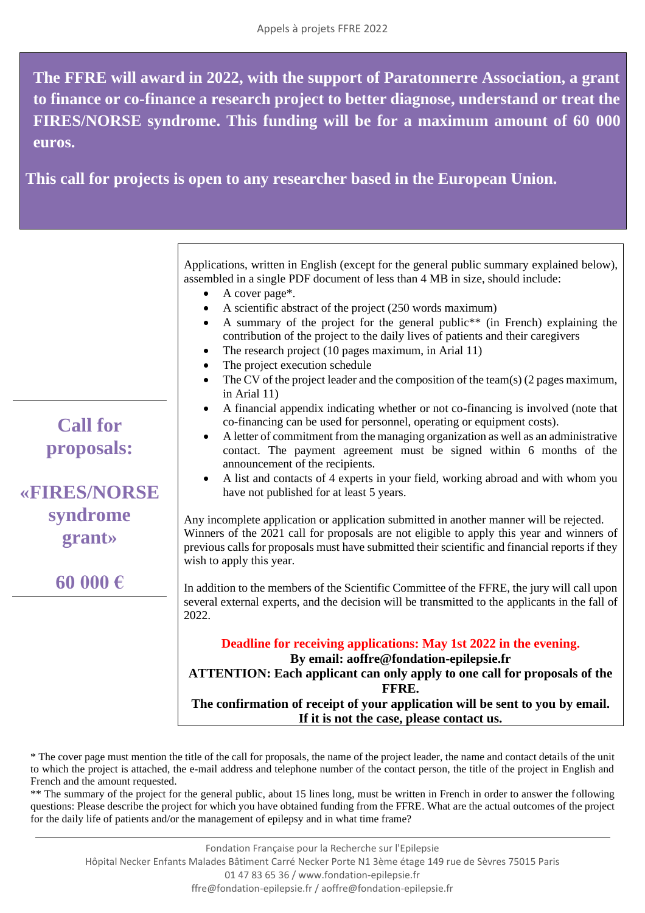**The FFRE will award in 2022, with the support of Paratonnerre Association, a grant to finance or co-finance a research project to better diagnose, understand or treat the FIRES/NORSE syndrome. This funding will be for a maximum amount of 60 000 euros.**

**This call for projects is open to any researcher based in the European Union.**

## Call for proposals:

## «FIRES/NORSE syndrome grant»

## 60 000 €

Applications, written in English (except for the general public summary explained below), assembled in a single PDF document of less than 4 MB in size, should include:

- A cover page*.
- A scientific abstract of the project (250 words maximum)
- A summary of the project for the general public** (in French) explaining the contribution of the project to the daily lives of patients and their caregivers
- The research project (10 pages maximum, in Arial 11)
- The project execution schedule
- The CV of the project leader and the composition of the team(s) (2 pages maximum, in Arial 11)
- A financial appendix indicating whether or not co-financing is involved (note that co-financing can be used for personnel, operating or equipment costs).
- A letter of commitment from the managing organization as well as an administrative contact. The payment agreement must be signed within 6 months of the announcement of the recipients.
- A list and contacts of 4 experts in your field, working abroad and with whom you have not published for at least 5 years.

Any incomplete application or application submitted in another manner will be rejected. Winners of the 2021 call for proposals are not eligible to apply this year and winners of previous calls for proposals must have submitted their scientific and financial reports if they wish to apply this year.

In addition to the members of the Scientific Committee of the FFRE, the jury will call upon several external experts, and the decision will be transmitted to the applicants in the fall of 2022.

**Deadline for receiving applications: May 1st 2022 in the evening.**
**By email: aoffre@fondation-epilepsie.fr**
**ATTENTION: Each applicant can only apply to one call for proposals of the FFRE.**
**The confirmation of receipt of your application will be sent to you by email. If it is not the case, please contact us.**

* The cover page must mention the title of the call for proposals, the name of the project leader, the name and contact details of the unit to which the project is attached, the e-mail address and telephone number of the contact person, the title of the project in English and French and the amount requested.

** The summary of the project for the general public, about 15 lines long, must be written in French in order to answer the following questions: Please describe the project for which you have obtained funding from the FFRE. What are the actual outcomes of the project for the daily life of patients and/or the management of epilepsy and in what time frame?

Fondation Française pour la Recherche sur l'Epilepsie
Hôpital Necker Enfants Malades Bâtiment Carré Necker Porte N1 3ème étage 149 rue de Sèvres 75015 Paris
01 47 83 65 36 / www.fondation-epilepsie.fr
ffre@fondation-epilepsie.fr / aoffre@fondation-epilepsie.fr